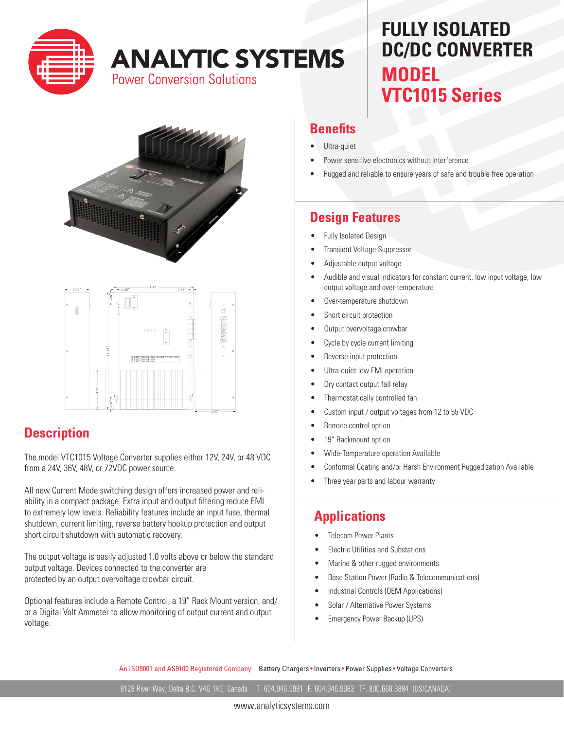# ANALYTIC SYSTEMS

Power Conversion Solutions

# FULLY ISOLATED DC/DC CONVERTER

# MODEL VTC1015 Series

## Benefits

- Ultra-quiet
- Power sensitive electronics without interference
- Rugged and reliable to ensure years of safe and trouble free operation

## Design Features

- Fully Isolated Design
- Transient Voltage Suppressor
- Adjustable output voltage
- Audible and visual indicators for constant current, low input voltage, low output voltage and over-temperature
- Over-temperature shutdown
- Short circuit protection
- Output overvoltage crowbar
- Cycle by cycle current limiting
- Reverse input protection
- Ultra-quiet low EMI operation
- Dry contact output fail relay
- Thermostatically controlled fan
- Custom input / output voltages from 12 to 55 VDC
- Remote control option
- 19" Rackmount option
- Wide-Temperature operation Available
- Conformal Coating and/or Harsh Environment Ruggedization Available
- Three year parts and labour warranty

## Description

The model VTC1015 Voltage Converter supplies either 12V, 24V, or 48 VDC from a 24V, 36V, 48V, or 72VDC power source.

All new Current Mode switching design offers increased power and reliability in a compact package. Extra input and output filtering reduce EMI to extremely low levels. Reliability features include an input fuse, thermal shutdown, current limiting, reverse battery hookup protection and output short circuit shutdown with automatic recovery.

The output voltage is easily adjusted 1.0 volts above or below the standard output voltage. Devices connected to the converter are protected by an output overvoltage crowbar circuit.

Optional features include a Remote Control, a 19" Rack Mount version, and/or a Digital Volt Ammeter to allow monitoring of output current and output voltage.

## Applications

- Telecom Power Plants
- Electric Utilities and Substations
- Marine & other rugged environments
- Base Station Power (Radio & Telecommunications)
- Industrial Controls (OEM Applications)
- Solar / Alternative Power Systems
- Emergency Power Backup (UPS)

An ISO9001 and AS9100 Registered Company Battery Chargers • Inverters • Power Supplies • Voltage Converters

8128 River Way, Delta B.C. V4G 1K5 Canada T. 604.946.9981 F. 604.946.9983 TF. 800.668.3884 (US/CANADA)

www.analyticsystems.com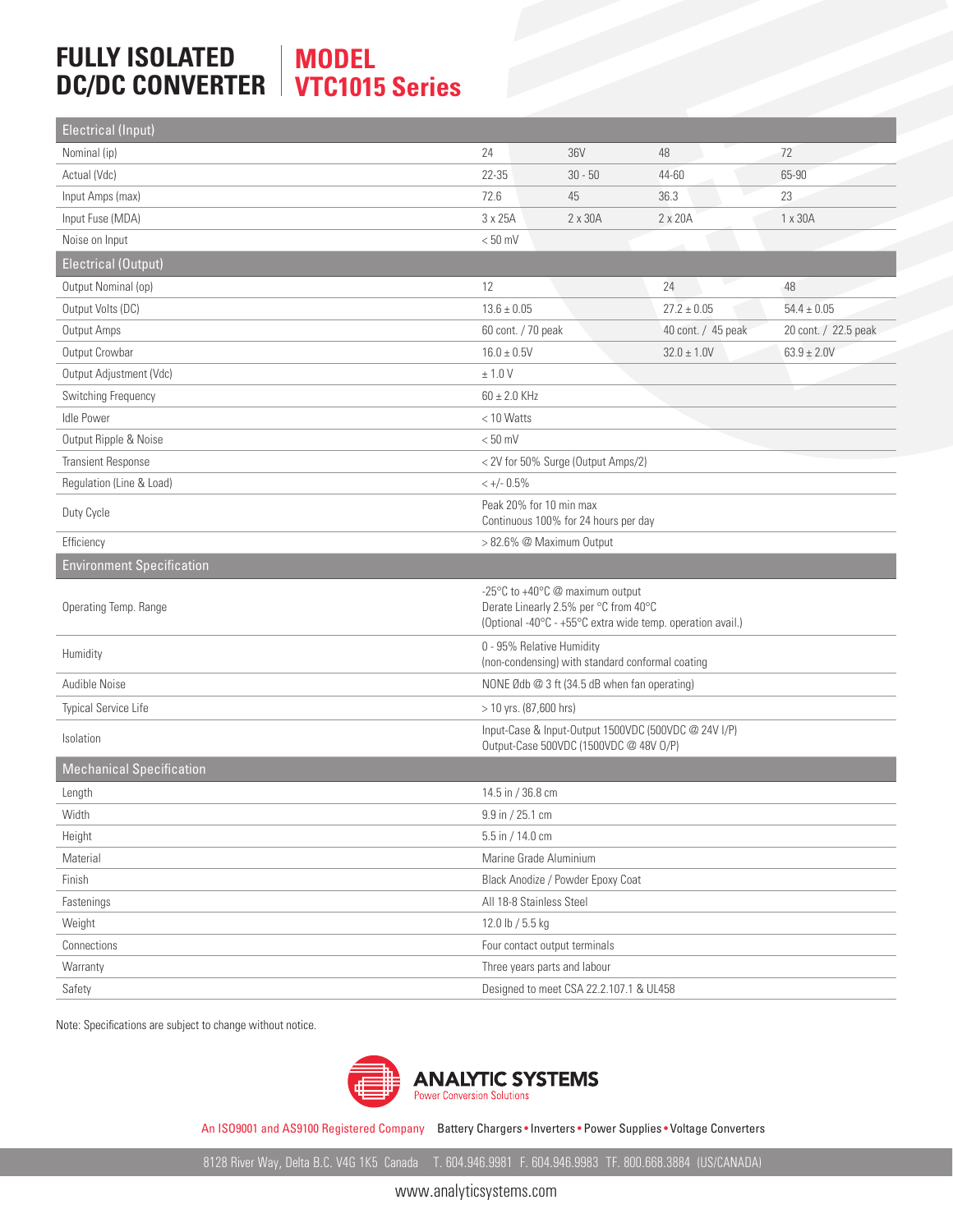# FULLY ISOLATED DC/DC CONVERTER

# MODEL VTC1015 Series

| Electrical (Input) | | | | |
|---|---|---|---|---|
| Nominal (ip) | 24 | 36V | 48 | 72 |
| Actual (Vdc) | 22-35 | 30 - 50 | 44-60 | 65-90 |
| Input Amps (max) | 72.6 | 45 | 36.3 | 23 |
| Input Fuse (MDA) | 3 x 25A | 2 x 30A | 2 x 20A | 1 x 30A |
| Noise on Input | < 50 mV | | | |

| Electrical (Output) | | | |
|---|---|---|---|
| Output Nominal (op) | 12 | 24 | 48 |
| Output Volts (DC) | 13.6 ± 0.05 | 27.2 ± 0.05 | 54.4 ± 0.05 |
| Output Amps | 60 cont. / 70 peak | 40 cont. / 45 peak | 20 cont. / 22.5 peak |
| Output Crowbar | 16.0 ± 0.5V | 32.0 ± 1.0V | 63.9 ± 2.0V |
| Output Adjustment (Vdc) | ± 1.0 V | | |
| Switching Frequency | 60 ± 2.0 KHz | | |
| Idle Power | < 10 Watts | | |
| Output Ripple & Noise | < 50 mV | | |
| Transient Response | < 2V for 50% Surge (Output Amps/2) | | |
| Regulation (Line & Load) | < +/- 0.5% | | |
| Duty Cycle | Peak 20% for 10 min max<br>Continuous 100% for 24 hours per day | | |
| Efficiency | > 82.6% @ Maximum Output | | |

| Environment Specification | |
|---|---|
| Operating Temp. Range | -25°C to +40°C @ maximum output<br>Derate Linearly 2.5% per °C from 40°C<br>(Optional -40°C - +55°C extra wide temp. operation avail.) |
| Humidity | 0 - 95% Relative Humidity<br>(non-condensing) with standard conformal coating |
| Audible Noise | NONE Ødb @ 3 ft (34.5 dB when fan operating) |
| Typical Service Life | > 10 yrs. (87,600 hrs) |
| Isolation | Input-Case & Input-Output 1500VDC (500VDC @ 24V I/P)<br>Output-Case 500VDC (1500VDC @ 48V O/P) |

| Mechanical Specification | |
|---|---|
| Length | 14.5 in / 36.8 cm |
| Width | 9.9 in / 25.1 cm |
| Height | 5.5 in / 14.0 cm |
| Material | Marine Grade Aluminium |
| Finish | Black Anodize / Powder Epoxy Coat |
| Fastenings | All 18-8 Stainless Steel |
| Weight | 12.0 lb / 5.5 kg |
| Connections | Four contact output terminals |
| Warranty | Three years parts and labour |
| Safety | Designed to meet CSA 22.2.107.1 & UL458 |

Note: Specifications are subject to change without notice.

**ANALYTIC SYSTEMS**
Power Conversion Solutions

An ISO9001 and AS9100 Registered Company    Battery Chargers • Inverters • Power Supplies • Voltage Converters

8128 River Way, Delta B.C. V4G 1K5 Canada    T. 604.946.9981 F. 604.946.9983 TF. 800.668.3884 (US/CANADA)

www.analyticsystems.com